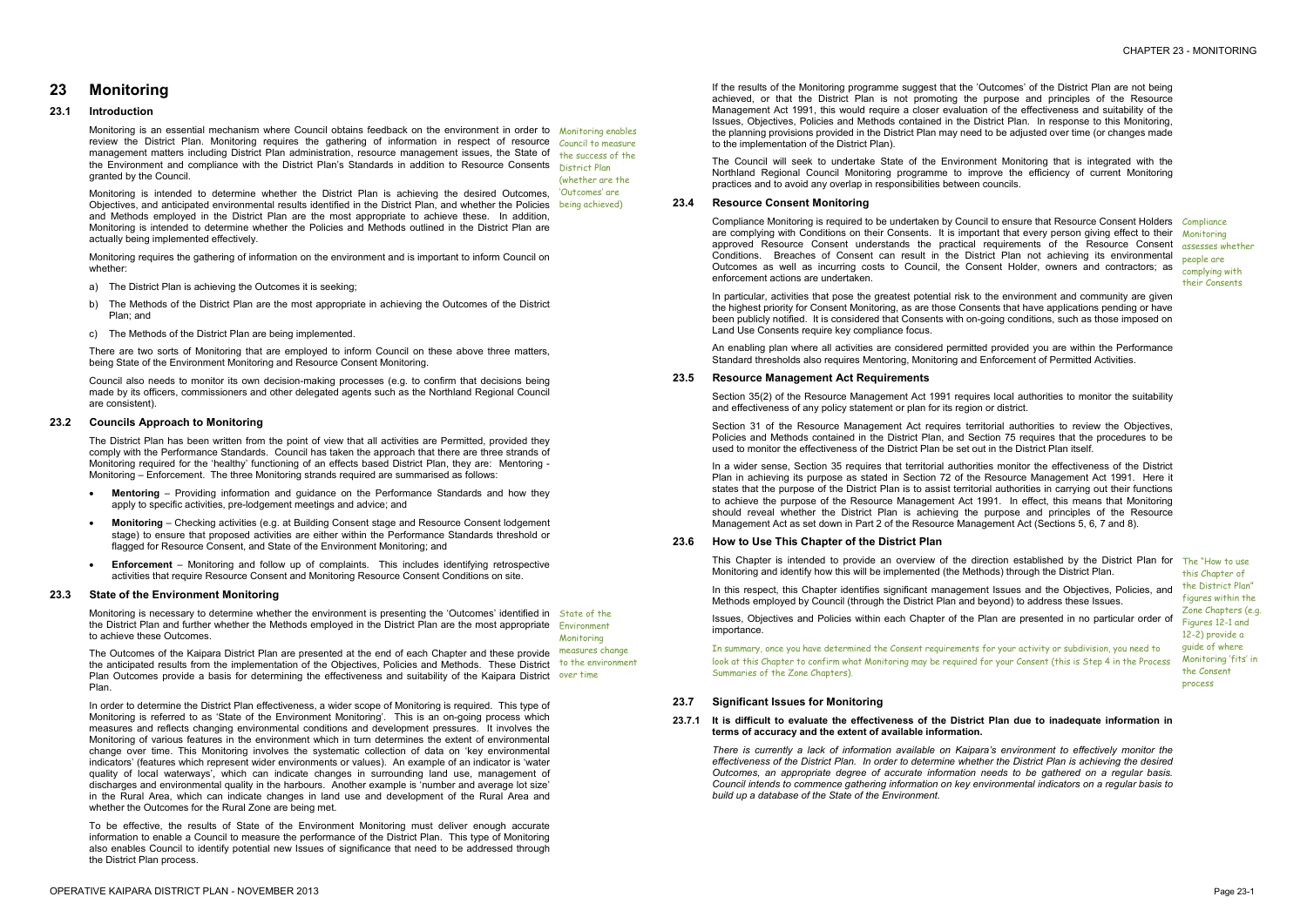# 23 Monitoring

## 23.1 Introduction

Monitoring is an essential mechanism where Council obtains feedback on the environment in order to review the District Plan. Monitoring requires the gathering of information in respect of resource management matters including District Plan administration, resource management issues, the State of the Environment and compliance with the District Plan's Standards in addition to Resource Consents granted by the Council.

Monitoring enables Council to measure the success of the District Plan (whether are the 'Outcomes' are being achieved)

Monitoring is intended to determine whether the District Plan is achieving the desired Outcomes, Objectives, and anticipated environmental results identified in the District Plan, and whether the Policies and Methods employed in the District Plan are the most appropriate to achieve these. In addition, Monitoring is intended to determine whether the Policies and Methods outlined in the District Plan are actually being implemented effectively.

Monitoring requires the gathering of information on the environment and is important to inform Council on whether:

a) The District Plan is achieving the Outcomes it is seeking;

b) The Methods of the District Plan are the most appropriate in achieving the Outcomes of the District Plan; and

c) The Methods of the District Plan are being implemented.

There are two sorts of Monitoring that are employed to inform Council on these above three matters, being State of the Environment Monitoring and Resource Consent Monitoring.

Council also needs to monitor its own decision-making processes (e.g. to confirm that decisions being made by its officers, commissioners and other delegated agents such as the Northland Regional Council are consistent).

## 23.2 Councils Approach to Monitoring

The District Plan has been written from the point of view that all activities are Permitted, provided they comply with the Performance Standards. Council has taken the approach that there are three strands of Monitoring required for the 'healthy' functioning of an effects based District Plan, they are: Mentoring - Monitoring – Enforcement. The three Monitoring strands required are summarised as follows:

- **Mentoring** – Providing information and guidance on the Performance Standards and how they apply to specific activities, pre-lodgement meetings and advice; and
- **Monitoring** – Checking activities (e.g. at Building Consent stage and Resource Consent lodgement stage) to ensure that proposed activities are either within the Performance Standards threshold or flagged for Resource Consent, and State of the Environment Monitoring; and
- **Enforcement** – Monitoring and follow up of complaints. This includes identifying retrospective activities that require Resource Consent and Monitoring Resource Consent Conditions on site.

## 23.3 State of the Environment Monitoring

Monitoring is necessary to determine whether the environment is presenting the 'Outcomes' identified in the District Plan and further whether the Methods employed in the District Plan are the most appropriate to achieve these Outcomes.

State of the Environment Monitoring measures change to the environment over time

The Outcomes of the Kaipara District Plan are presented at the end of each Chapter and these provide the anticipated results from the implementation of the Objectives, Policies and Methods. These District Plan Outcomes provide a basis for determining the effectiveness and suitability of the Kaipara District Plan.

In order to determine the District Plan effectiveness, a wider scope of Monitoring is required. This type of Monitoring is referred to as 'State of the Environment Monitoring'. This is an on-going process which measures and reflects changing environmental conditions and development pressures. It involves the Monitoring of various features in the environment which in turn determines the extent of environmental change over time. This Monitoring involves the systematic collection of data on 'key environmental indicators' (features which represent wider environments or values). An example of an indicator is 'water quality of local waterways', which can indicate changes in surrounding land use, management of discharges and environmental quality in the harbours. Another example is 'number and average lot size' in the Rural Area, which can indicate changes in land use and development of the Rural Area and whether the Outcomes for the Rural Zone are being met.

To be effective, the results of State of the Environment Monitoring must deliver enough accurate information to enable a Council to measure the performance of the District Plan. This type of Monitoring also enables Council to identify potential new Issues of significance that need to be addressed through the District Plan process.

If the results of the Monitoring programme suggest that the 'Outcomes' of the District Plan are not being achieved, or that the District Plan is not promoting the purpose and principles of the Resource Management Act 1991, this would require a closer evaluation of the effectiveness and suitability of the Issues, Objectives, Policies and Methods contained in the District Plan. In response to this Monitoring, the planning provisions provided in the District Plan may need to be adjusted over time (or changes made to the implementation of the District Plan).

The Council will seek to undertake State of the Environment Monitoring that is integrated with the Northland Regional Council Monitoring programme to improve the efficiency of current Monitoring practices and to avoid any overlap in responsibilities between councils.

## 23.4 Resource Consent Monitoring

Compliance Monitoring is required to be undertaken by Council to ensure that Resource Consent Holders are complying with Conditions on their Consents. It is important that every person giving effect to their approved Resource Consent understands the practical requirements of the Resource Consent Conditions. Breaches of Consent can result in the District Plan not achieving its environmental Outcomes as well as incurring costs to Council, the Consent Holder, owners and contractors; as enforcement actions are undertaken.

Compliance Monitoring assesses whether people are complying with their Consents

In particular, activities that pose the greatest potential risk to the environment and community are given the highest priority for Consent Monitoring, as are those Consents that have applications pending or have been publicly notified. It is considered that Consents with on-going conditions, such as those imposed on Land Use Consents require key compliance focus.

An enabling plan where all activities are considered permitted provided you are within the Performance Standard thresholds also requires Mentoring, Monitoring and Enforcement of Permitted Activities.

## 23.5 Resource Management Act Requirements

Section 35(2) of the Resource Management Act 1991 requires local authorities to monitor the suitability and effectiveness of any policy statement or plan for its region or district.

Section 31 of the Resource Management Act requires territorial authorities to review the Objectives, Policies and Methods contained in the District Plan, and Section 75 requires that the procedures to be used to monitor the effectiveness of the District Plan be set out in the District Plan itself.

In a wider sense, Section 35 requires that territorial authorities monitor the effectiveness of the District Plan in achieving its purpose as stated in Section 72 of the Resource Management Act 1991. Here it states that the purpose of the District Plan is to assist territorial authorities in carrying out their functions to achieve the purpose of the Resource Management Act 1991. In effect, this means that Monitoring should reveal whether the District Plan is achieving the purpose and principles of the Resource Management Act as set down in Part 2 of the Resource Management Act (Sections 5, 6, 7 and 8).

## 23.6 How to Use This Chapter of the District Plan

This Chapter is intended to provide an overview of the direction established by the District Plan for Monitoring and identify how this will be implemented (the Methods) through the District Plan.

In this respect, this Chapter identifies significant management Issues and the Objectives, Policies, and Methods employed by Council (through the District Plan and beyond) to address these Issues.

Issues, Objectives and Policies within each Chapter of the Plan are presented in no particular order of importance.

In summary, once you have determined the Consent requirements for your activity or subdivision, you need to look at this Chapter to confirm what Monitoring may be required for your Consent (this is Step 4 in the Process Summaries of the Zone Chapters).

The "How to use this Chapter of the District Plan" figures within the Zone Chapters (e.g. Figures 12-1 and 12-2) provide a guide of where Monitoring 'fits' in the Consent process

## 23.7 Significant Issues for Monitoring

### 23.7.1 It is difficult to evaluate the effectiveness of the District Plan due to inadequate information in terms of accuracy and the extent of available information.

*There is currently a lack of information available on Kaipara's environment to effectively monitor the effectiveness of the District Plan. In order to determine whether the District Plan is achieving the desired Outcomes, an appropriate degree of accurate information needs to be gathered on a regular basis. Council intends to commence gathering information on key environmental indicators on a regular basis to build up a database of the State of the Environment.*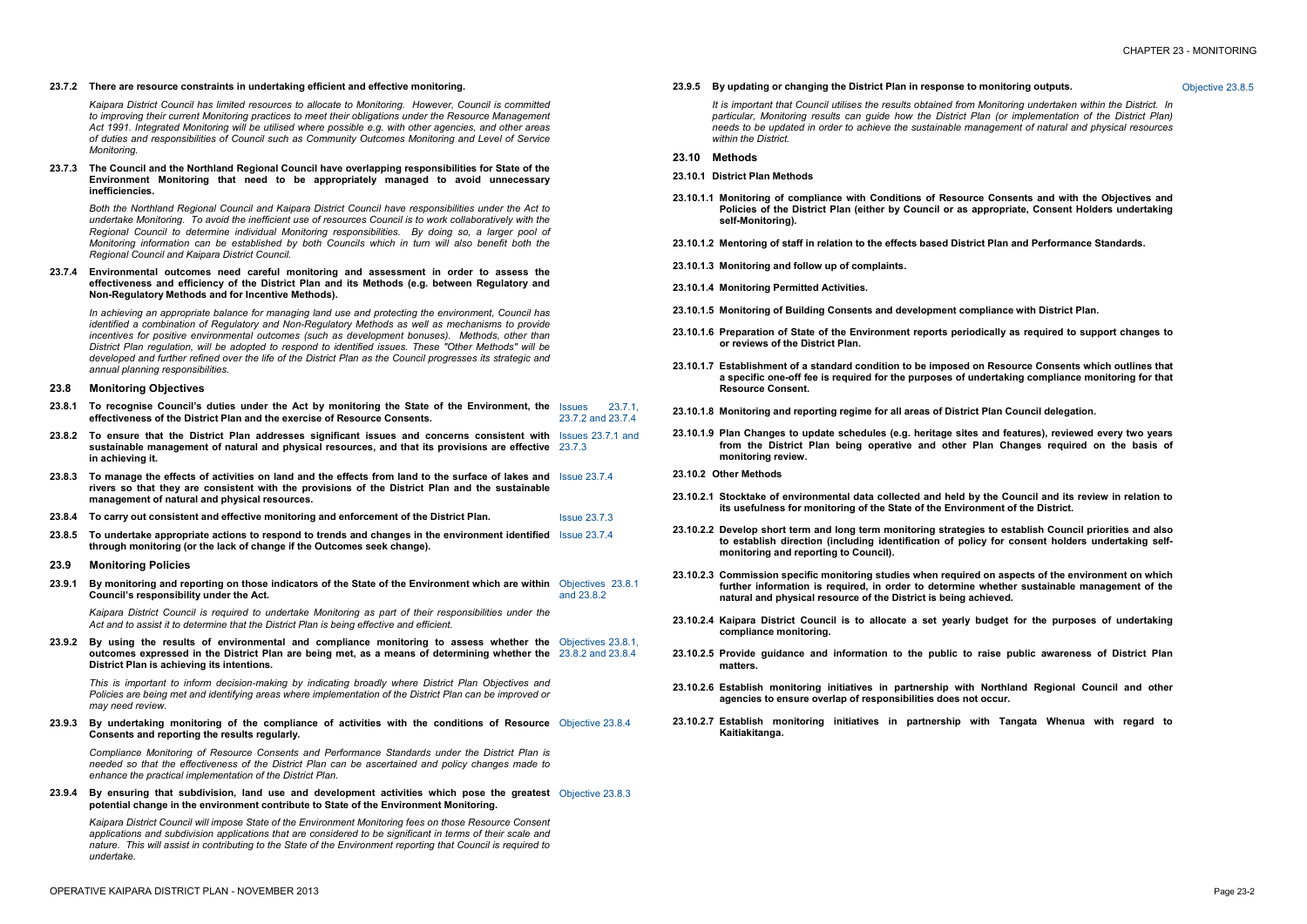**23.7.2 There are resource constraints in undertaking efficient and effective monitoring.**

*Kaipara District Council has limited resources to allocate to Monitoring. However, Council is committed to improving their current Monitoring practices to meet their obligations under the Resource Management Act 1991. Integrated Monitoring will be utilised where possible e.g. with other agencies, and other areas of duties and responsibilities of Council such as Community Outcomes Monitoring and Level of Service Monitoring.*

**23.7.3 The Council and the Northland Regional Council have overlapping responsibilities for State of the Environment Monitoring that need to be appropriately managed to avoid unnecessary inefficiencies.**

*Both the Northland Regional Council and Kaipara District Council have responsibilities under the Act to undertake Monitoring. To avoid the inefficient use of resources Council is to work collaboratively with the Regional Council to determine individual Monitoring responsibilities. By doing so, a larger pool of Monitoring information can be established by both Councils which in turn will also benefit both the Regional Council and Kaipara District Council.*

**23.7.4 Environmental outcomes need careful monitoring and assessment in order to assess the effectiveness and efficiency of the District Plan and its Methods (e.g. between Regulatory and Non-Regulatory Methods and for Incentive Methods).**

*In achieving an appropriate balance for managing land use and protecting the environment, Council has identified a combination of Regulatory and Non-Regulatory Methods as well as mechanisms to provide incentives for positive environmental outcomes (such as development bonuses). Methods, other than District Plan regulation, will be adopted to respond to identified issues. These "Other Methods" will be developed and further refined over the life of the District Plan as the Council progresses its strategic and annual planning responsibilities.*

## 23.8 Monitoring Objectives

**23.8.1 To recognise Council's duties under the Act by monitoring the State of the Environment, the effectiveness of the District Plan and the exercise of Resource Consents.** — Issues 23.7.1, 23.7.2 and 23.7.4

**23.8.2 To ensure that the District Plan addresses significant issues and concerns consistent with sustainable management of natural and physical resources, and that its provisions are effective in achieving it.** — Issues 23.7.1 and 23.7.3

**23.8.3 To manage the effects of activities on land and the effects from land to the surface of lakes and rivers so that they are consistent with the provisions of the District Plan and the sustainable management of natural and physical resources.** — Issue 23.7.4

**23.8.4 To carry out consistent and effective monitoring and enforcement of the District Plan.** — Issue 23.7.3

**23.8.5 To undertake appropriate actions to respond to trends and changes in the environment identified through monitoring (or the lack of change if the Outcomes seek change).** — Issue 23.7.4

## 23.9 Monitoring Policies

**23.9.1 By monitoring and reporting on those indicators of the State of the Environment which are within Council's responsibility under the Act.** — Objectives 23.8.1 and 23.8.2

*Kaipara District Council is required to undertake Monitoring as part of their responsibilities under the Act and to assist it to determine that the District Plan is being effective and efficient.*

**23.9.2 By using the results of environmental and compliance monitoring to assess whether the outcomes expressed in the District Plan are being met, as a means of determining whether the District Plan is achieving its intentions.** — Objectives 23.8.1, 23.8.2 and 23.8.4

*This is important to inform decision-making by indicating broadly where District Plan Objectives and Policies are being met and identifying areas where implementation of the District Plan can be improved or may need review.*

**23.9.3 By undertaking monitoring of the compliance of activities with the conditions of Resource Consents and reporting the results regularly.** — Objective 23.8.4

*Compliance Monitoring of Resource Consents and Performance Standards under the District Plan is needed so that the effectiveness of the District Plan can be ascertained and policy changes made to enhance the practical implementation of the District Plan.*

**23.9.4 By ensuring that subdivision, land use and development activities which pose the greatest potential change in the environment contribute to State of the Environment Monitoring.** — Objective 23.8.3

*Kaipara District Council will impose State of the Environment Monitoring fees on those Resource Consent applications and subdivision applications that are considered to be significant in terms of their scale and nature. This will assist in contributing to the State of the Environment reporting that Council is required to undertake.*

**23.9.5 By updating or changing the District Plan in response to monitoring outputs.** — Objective 23.8.5

*It is important that Council utilises the results obtained from Monitoring undertaken within the District. In particular, Monitoring results can guide how the District Plan (or implementation of the District Plan) needs to be updated in order to achieve the sustainable management of natural and physical resources within the District.*

## 23.10 Methods

### 23.10.1 District Plan Methods

**23.10.1.1 Monitoring of compliance with Conditions of Resource Consents and with the Objectives and Policies of the District Plan (either by Council or as appropriate, Consent Holders undertaking self-Monitoring).**

**23.10.1.2 Mentoring of staff in relation to the effects based District Plan and Performance Standards.**

**23.10.1.3 Monitoring and follow up of complaints.**

**23.10.1.4 Monitoring Permitted Activities.**

**23.10.1.5 Monitoring of Building Consents and development compliance with District Plan.**

**23.10.1.6 Preparation of State of the Environment reports periodically as required to support changes to or reviews of the District Plan.**

**23.10.1.7 Establishment of a standard condition to be imposed on Resource Consents which outlines that a specific one-off fee is required for the purposes of undertaking compliance monitoring for that Resource Consent.**

**23.10.1.8 Monitoring and reporting regime for all areas of District Plan Council delegation.**

**23.10.1.9 Plan Changes to update schedules (e.g. heritage sites and features), reviewed every two years from the District Plan being operative and other Plan Changes required on the basis of monitoring review.**

### 23.10.2 Other Methods

**23.10.2.1 Stocktake of environmental data collected and held by the Council and its review in relation to its usefulness for monitoring of the State of the Environment of the District.**

**23.10.2.2 Develop short term and long term monitoring strategies to establish Council priorities and also to establish direction (including identification of policy for consent holders undertaking self-monitoring and reporting to Council).**

**23.10.2.3 Commission specific monitoring studies when required on aspects of the environment on which further information is required, in order to determine whether sustainable management of the natural and physical resource of the District is being achieved.**

**23.10.2.4 Kaipara District Council is to allocate a set yearly budget for the purposes of undertaking compliance monitoring.**

**23.10.2.5 Provide guidance and information to the public to raise public awareness of District Plan matters.**

**23.10.2.6 Establish monitoring initiatives in partnership with Northland Regional Council and other agencies to ensure overlap of responsibilities does not occur.**

**23.10.2.7 Establish monitoring initiatives in partnership with Tangata Whenua with regard to Kaitiakitanga.**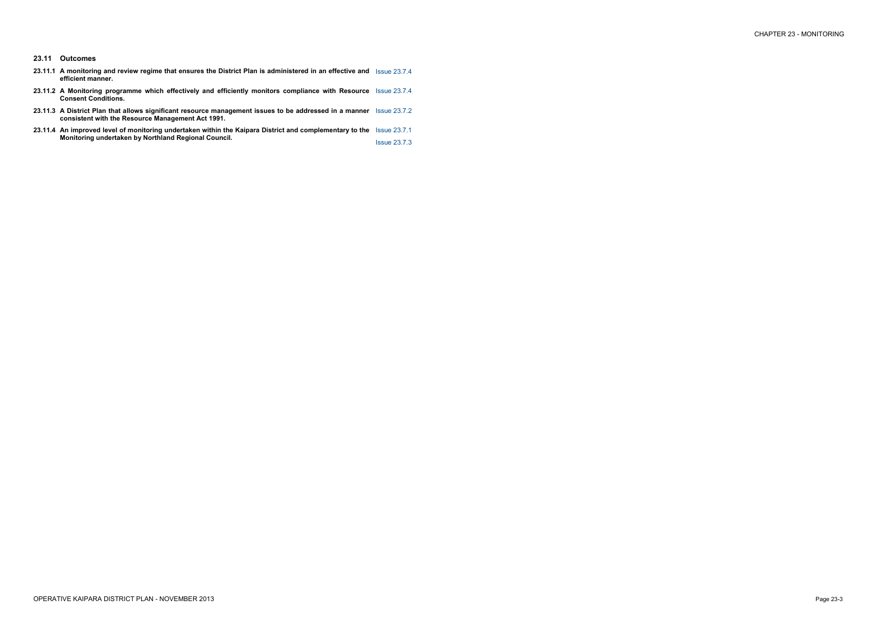## 23.11 Outcomes

**23.11.1 A monitoring and review regime that ensures the District Plan is administered in an effective and efficient manner.** Issue 23.7.4

**23.11.2 A Monitoring programme which effectively and efficiently monitors compliance with Resource Consent Conditions.** Issue 23.7.4

**23.11.3 A District Plan that allows significant resource management issues to be addressed in a manner consistent with the Resource Management Act 1991.** Issue 23.7.2

**23.11.4 An improved level of monitoring undertaken within the Kaipara District and complementary to the Monitoring undertaken by Northland Regional Council.** Issue 23.7.1 Issue 23.7.3